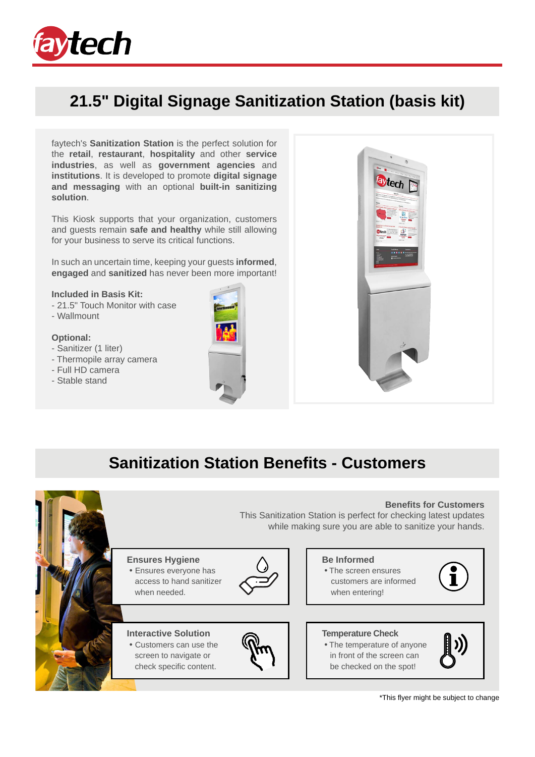# 21.5" Digital Signage Sanitization Station (basis kit)

faytech's **Sanitization Station** is the perfect solution for the **retail**, **restaurant**, **hospitality** and other **service industries**, as well as **government agencies** and **institutions**. It is developed to promote **digital signage and messaging** with an optional **built-in sanitizing solution**.

This Kiosk supports that your organization, customers and guests remain **safe and healthy** while still allowing for your business to serve its critical functions.

In such an uncertain time, keeping your guests **informed**, **engaged** and **sanitized** has never been more important!

**Included in Basis Kit:**

- 21.5" Touch Monitor with case
- Wallmount

**Optional:**

- Sanitizer (1 liter)
- Thermopile array camera
- Full HD camera
- Stable stand

## Sanitization Station Benefits - Customers

**Benefits for Customers**

This Sanitization Station is perfect for checking latest updates while making sure you are able to sanitize your hands.

**Ensures Hygiene**

- Ensures everyone has access to hand sanitizer when needed.

**Be Informed**

- The screen ensures customers are informed when entering!

**Interactive Solution**

- Customers can use the screen to navigate or check specific content.

**Temperature Check**

- The temperature of anyone in front of the screen can be checked on the spot!

*This flyer might be subject to change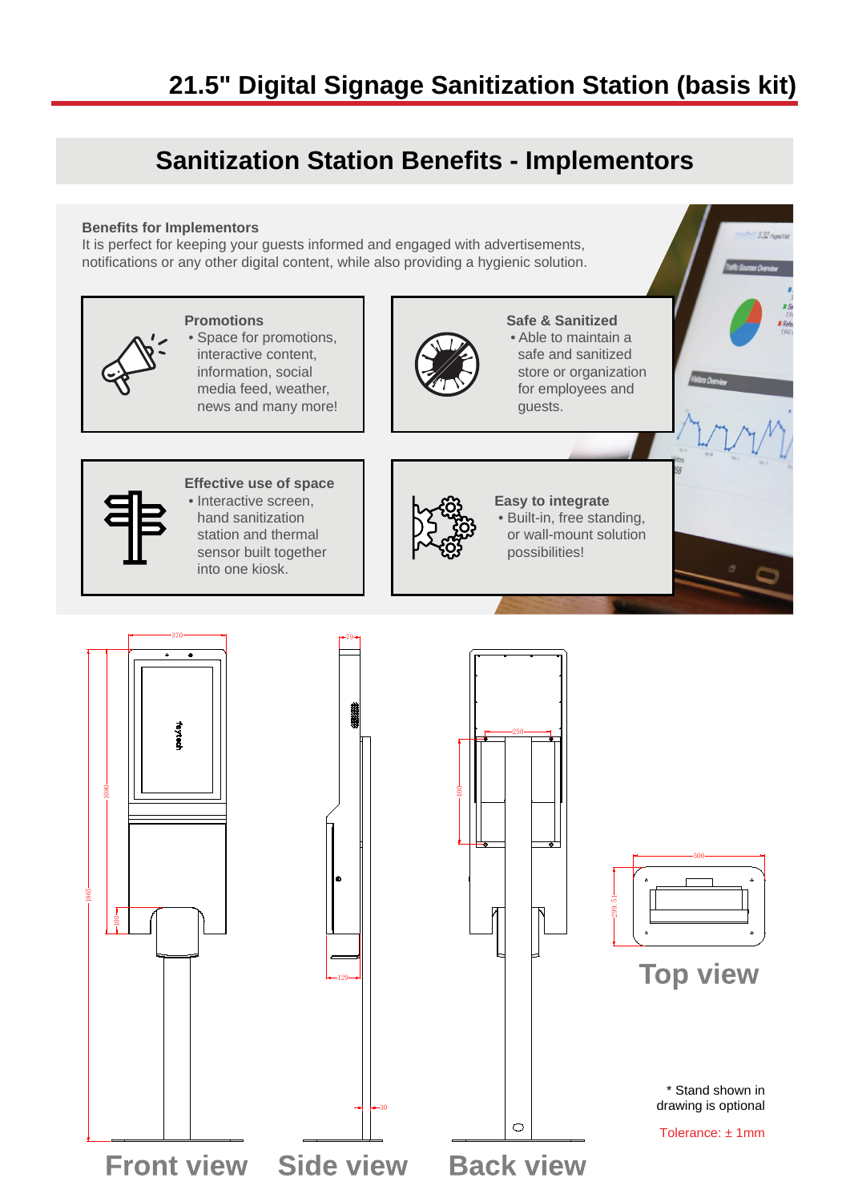# 21.5" Digital Signage Sanitization Station (basis kit)

## Sanitization Station Benefits - Implementors

**Benefits for Implementors**
It is perfect for keeping your guests informed and engaged with advertisements, notifications or any other digital content, while also providing a hygienic solution.

**Promotions**
- Space for promotions, interactive content, information, social media feed, weather, news and many more!

**Safe & Sanitized**
- Able to maintain a safe and sanitized store or organization for employees and guests.

**Effective use of space**
- Interactive screen, hand sanitization station and thermal sensor built together into one kiosk.

**Easy to integrate**
- Built-in, free standing, or wall-mount solution possibilities!

370 | 1080 | 1865 | 100 | 79 | 129 | 30 | 250 | 400 | 500 | 299.51

Front view

Side view

Back view

Top view

* Stand shown in drawing is optional

Tolerance: ± 1mm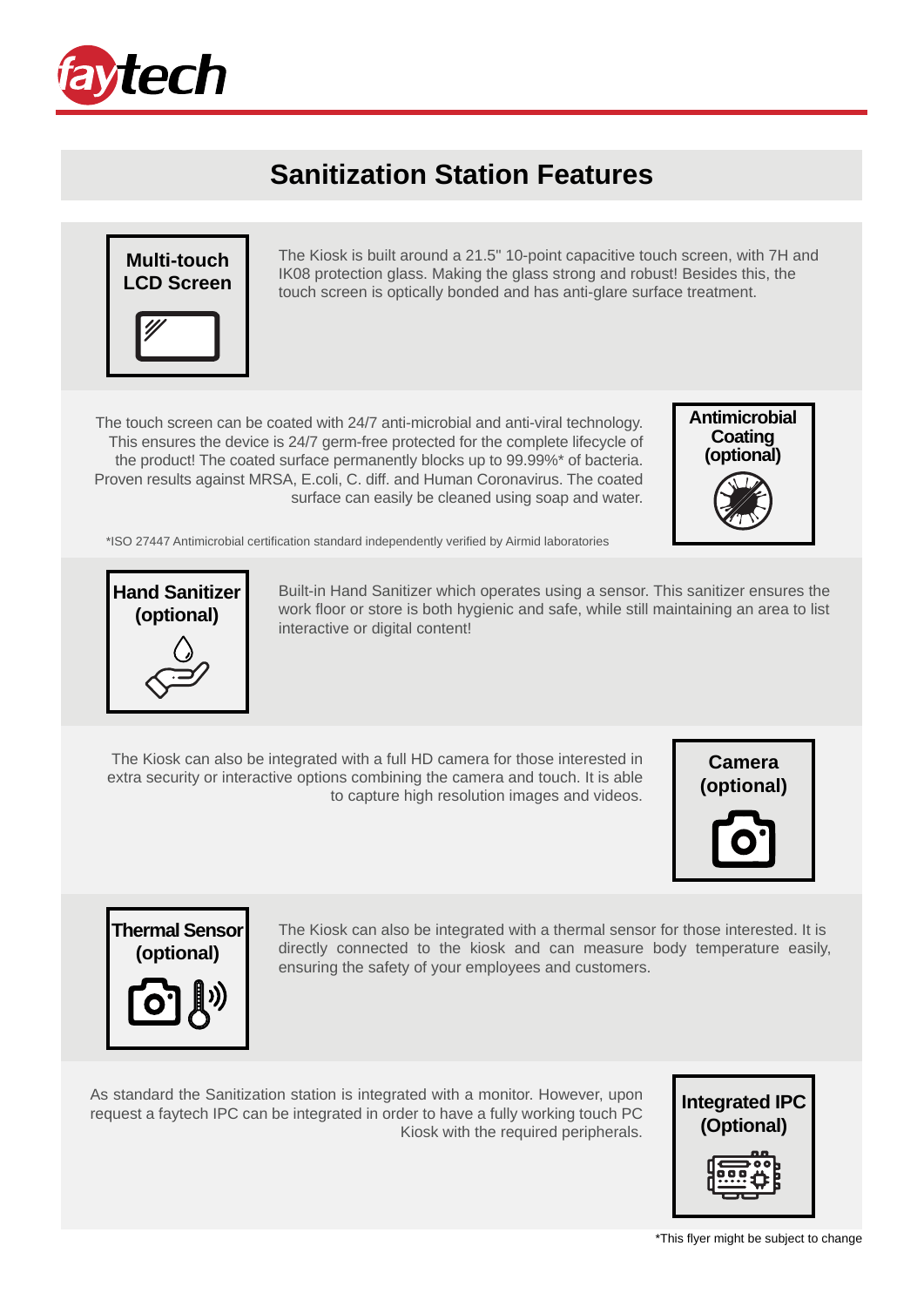# Sanitization Station Features

### Multi-touch LCD Screen

The Kiosk is built around a 21.5" 10-point capacitive touch screen, with 7H and IK08 protection glass. Making the glass strong and robust! Besides this, the touch screen is optically bonded and has anti-glare surface treatment.

### Antimicrobial Coating (optional)

The touch screen can be coated with 24/7 anti-microbial and anti-viral technology. This ensures the device is 24/7 germ-free protected for the complete lifecycle of the product! The coated surface permanently blocks up to 99.99%* of bacteria. Proven results against MRSA, E.coli, C. diff. and Human Coronavirus. The coated surface can easily be cleaned using soap and water.

*ISO 27447 Antimicrobial certification standard independently verified by Airmid laboratories

### Hand Sanitizer (optional)

Built-in Hand Sanitizer which operates using a sensor. This sanitizer ensures the work floor or store is both hygienic and safe, while still maintaining an area to list interactive or digital content!

### Camera (optional)

The Kiosk can also be integrated with a full HD camera for those interested in extra security or interactive options combining the camera and touch. It is able to capture high resolution images and videos.

### Thermal Sensor (optional)

The Kiosk can also be integrated with a thermal sensor for those interested. It is directly connected to the kiosk and can measure body temperature easily, ensuring the safety of your employees and customers.

### Integrated IPC (Optional)

As standard the Sanitization station is integrated with a monitor. However, upon request a faytech IPC can be integrated in order to have a fully working touch PC Kiosk with the required peripherals.

*This flyer might be subject to change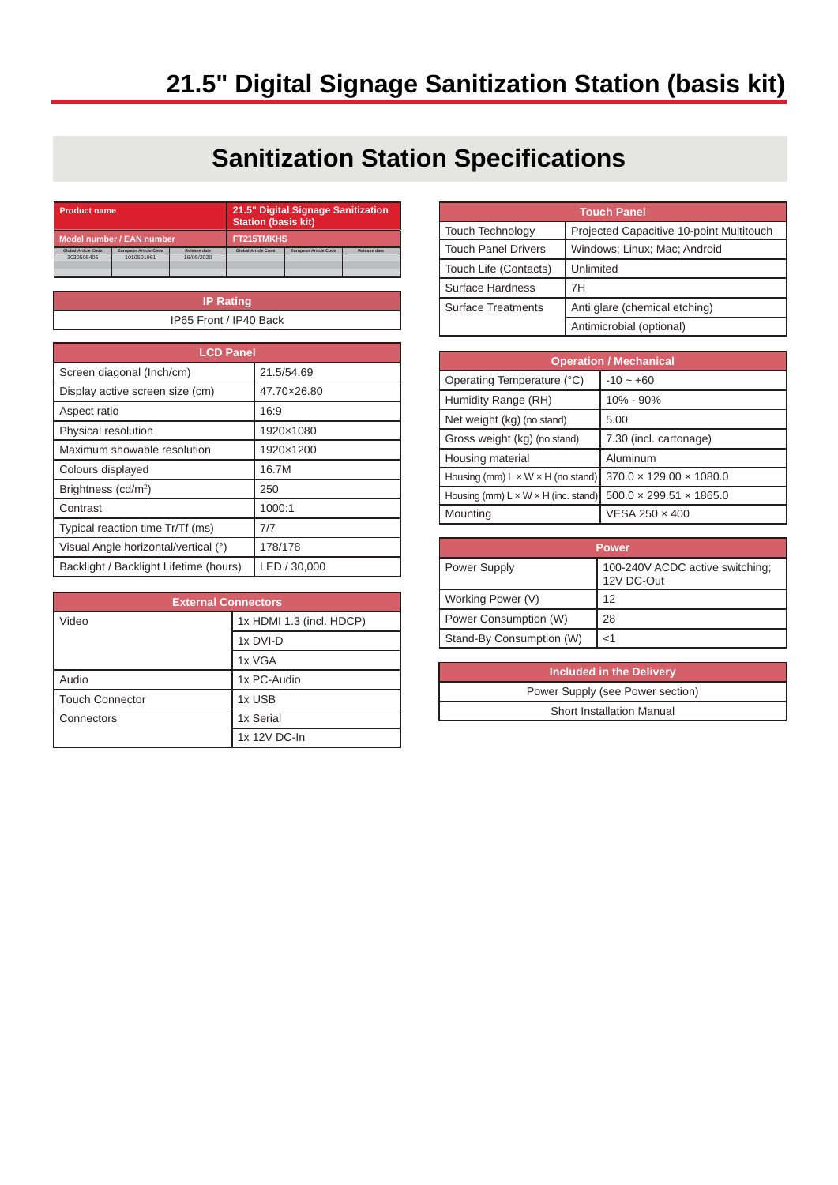# 21.5" Digital Signage Sanitization Station (basis kit)

## Sanitization Station Specifications

| Product name | | | 21.5" Digital Signage Sanitization Station (basis kit) | | |
|---|---|---|---|---|---|
| Model number / EAN number | | | FT215TMKHS | | |
| Global Article Code | European Article Code | Release date | Global Article Code | European Article Code | Release date |
| 3030505405 | 1010501961 | 16/05/2020 | | | |

| IP Rating |
|---|
| IP65 Front / IP40 Back |

| LCD Panel | |
|---|---|
| Screen diagonal (Inch/cm) | 21.5/54.69 |
| Display active screen size (cm) | 47.70×26.80 |
| Aspect ratio | 16:9 |
| Physical resolution | 1920×1080 |
| Maximum showable resolution | 1920×1200 |
| Colours displayed | 16.7M |
| Brightness (cd/m²) | 250 |
| Contrast | 1000:1 |
| Typical reaction time Tr/Tf (ms) | 7/7 |
| Visual Angle horizontal/vertical (°) | 178/178 |
| Backlight / Backlight Lifetime (hours) | LED / 30,000 |

| External Connectors | |
|---|---|
| Video | 1x HDMI 1.3 (incl. HDCP) |
| | 1x DVI-D |
| | 1x VGA |
| Audio | 1x PC-Audio |
| Touch Connector | 1x USB |
| Connectors | 1x Serial |
| | 1x 12V DC-In |

| Touch Panel | |
|---|---|
| Touch Technology | Projected Capacitive 10-point Multitouch |
| Touch Panel Drivers | Windows; Linux; Mac; Android |
| Touch Life (Contacts) | Unlimited |
| Surface Hardness | 7H |
| Surface Treatments | Anti glare (chemical etching) |
| | Antimicrobial (optional) |

| Operation / Mechanical | |
|---|---|
| Operating Temperature (°C) | -10 ~ +60 |
| Humidity Range (RH) | 10% - 90% |
| Net weight (kg) (no stand) | 5.00 |
| Gross weight (kg) (no stand) | 7.30 (incl. cartonage) |
| Housing material | Aluminum |
| Housing (mm) L × W × H (no stand) | 370.0 × 129.00 × 1080.0 |
| Housing (mm) L × W × H (inc. stand) | 500.0 × 299.51 × 1865.0 |
| Mounting | VESA 250 × 400 |

| Power | |
|---|---|
| Power Supply | 100-240V ACDC active switching; 12V DC-Out |
| Working Power (V) | 12 |
| Power Consumption (W) | 28 |
| Stand-By Consumption (W) | <1 |

| Included in the Delivery |
|---|
| Power Supply (see Power section) |
| Short Installation Manual |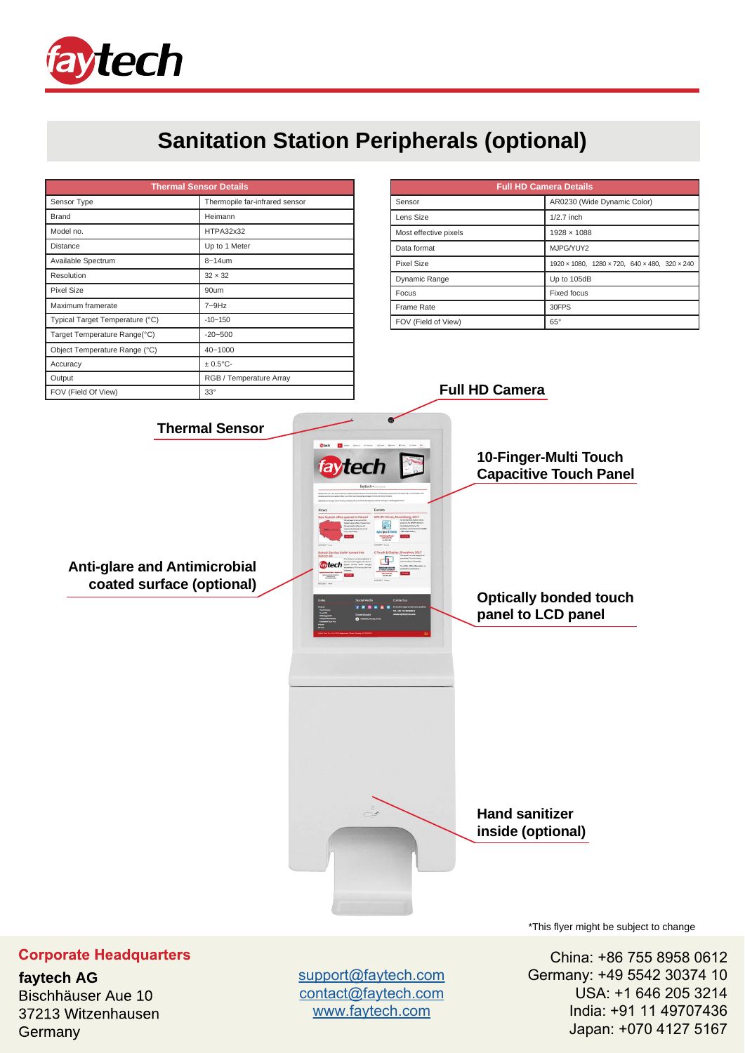# Sanitation Station Peripherals (optional)

| Thermal Sensor Details | |
|---|---|
| Sensor Type | Thermopile far-infrared sensor |
| Brand | Heimann |
| Model no. | HTPA32x32 |
| Distance | Up to 1 Meter |
| Available Spectrum | 8~14um |
| Resolution | 32 × 32 |
| Pixel Size | 90um |
| Maximum framerate | 7~9Hz |
| Typical Target Temperature (°C) | -10~150 |
| Target Temperature Range(°C) | -20~500 |
| Object Temperature Range (°C) | 40~1000 |
| Accuracy | ± 0.5°C- |
| Output | RGB / Temperature Array |
| FOV (Field Of View) | 33° |

| Full HD Camera Details | |
|---|---|
| Sensor | AR0230 (Wide Dynamic Color) |
| Lens Size | 1/2.7 inch |
| Most effective pixels | 1928 × 1088 |
| Data format | MJPG/YUY2 |
| Pixel Size | 1920 × 1080, 1280 × 720, 640 × 480, 320 × 240 |
| Dynamic Range | Up to 105dB |
| Focus | Fixed focus |
| Frame Rate | 30FPS |
| FOV (Field of View) | 65° |

Full HD Camera

Thermal Sensor

10-Finger-Multi Touch Capacitive Touch Panel

Anti-glare and Antimicrobial coated surface (optional)

Optically bonded touch panel to LCD panel

Hand sanitizer inside (optional)

*This flyer might be subject to change

**Corporate Headquarters**

**faytech AG**
Bischhäuser Aue 10
37213 Witzenhausen
Germany

support@faytech.com
contact@faytech.com
www.faytech.com

China: +86 755 8958 0612
Germany: +49 5542 30374 10
USA: +1 646 205 3214
India: +91 11 49707436
Japan: +070 4127 5167